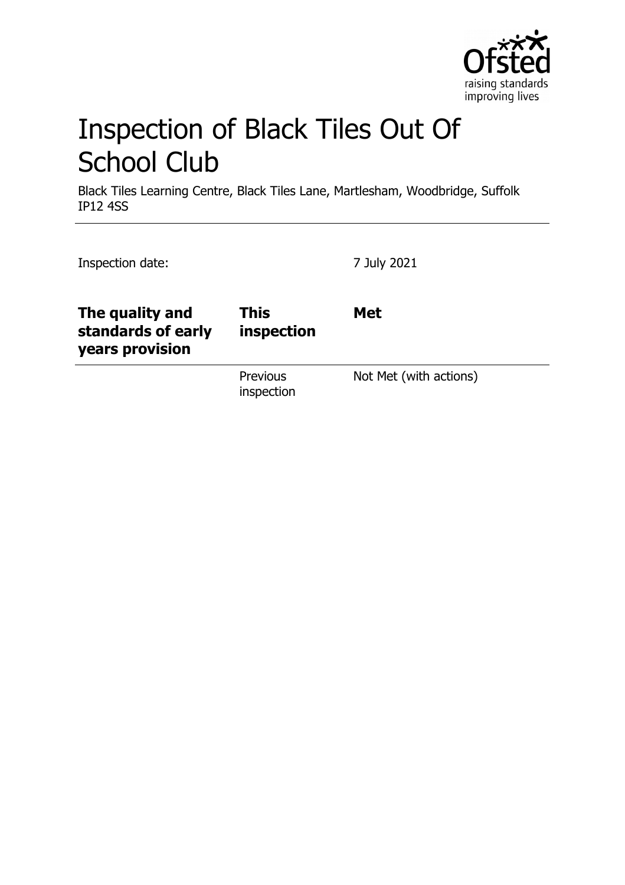# Inspection of Black Tiles Out Of School Club

Black Tiles Learning Centre, Black Tiles Lane, Martlesham, Woodbridge, Suffolk IP12 4SS

Inspection date: 7 July 2021

| | | |
|---|---|---|
| **The quality and standards of early years provision** | **This inspection** | **Met** |
| | Previous inspection | Not Met (with actions) |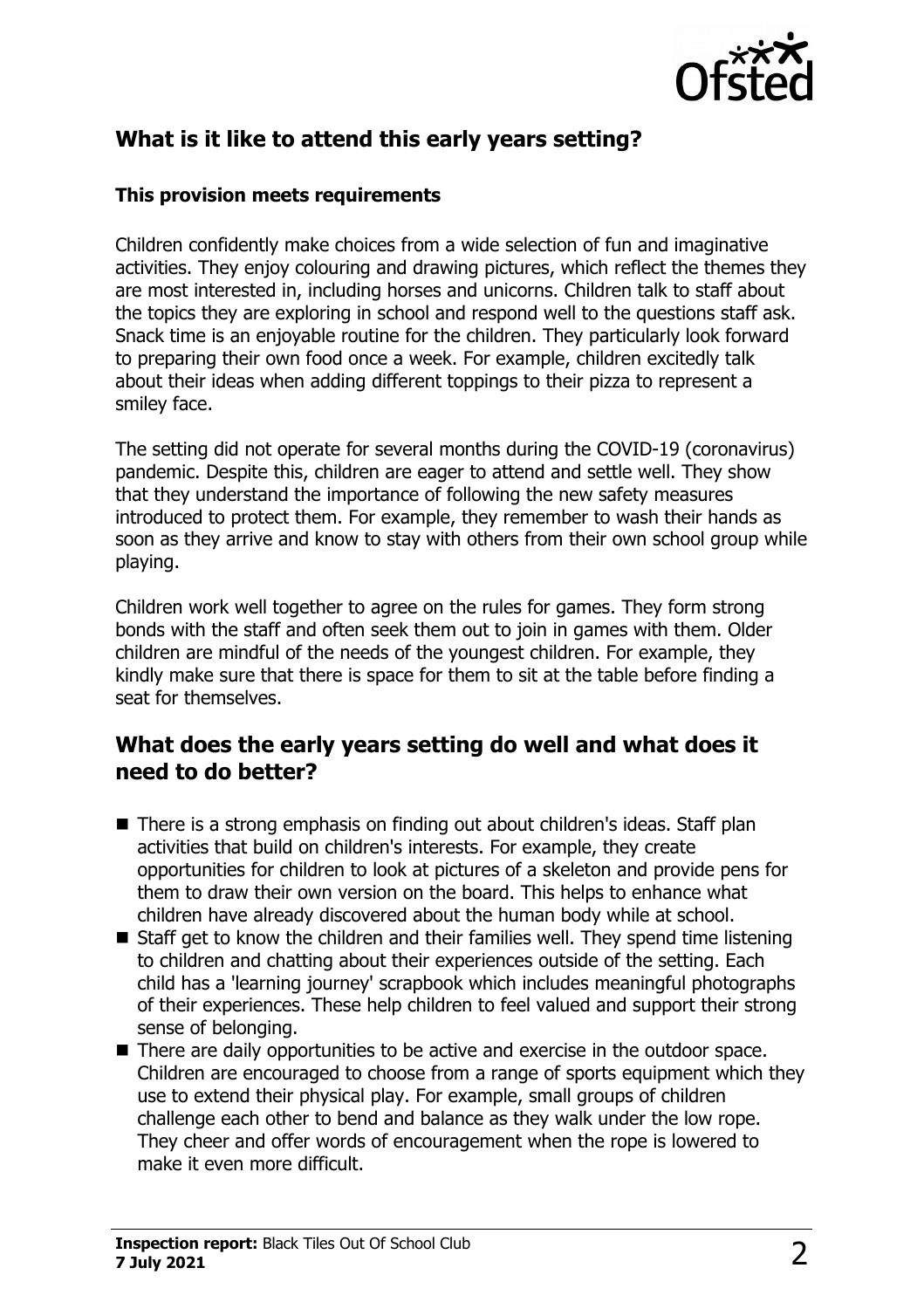## What is it like to attend this early years setting?

### This provision meets requirements

Children confidently make choices from a wide selection of fun and imaginative activities. They enjoy colouring and drawing pictures, which reflect the themes they are most interested in, including horses and unicorns. Children talk to staff about the topics they are exploring in school and respond well to the questions staff ask. Snack time is an enjoyable routine for the children. They particularly look forward to preparing their own food once a week. For example, children excitedly talk about their ideas when adding different toppings to their pizza to represent a smiley face.

The setting did not operate for several months during the COVID-19 (coronavirus) pandemic. Despite this, children are eager to attend and settle well. They show that they understand the importance of following the new safety measures introduced to protect them. For example, they remember to wash their hands as soon as they arrive and know to stay with others from their own school group while playing.

Children work well together to agree on the rules for games. They form strong bonds with the staff and often seek them out to join in games with them. Older children are mindful of the needs of the youngest children. For example, they kindly make sure that there is space for them to sit at the table before finding a seat for themselves.

## What does the early years setting do well and what does it need to do better?

- There is a strong emphasis on finding out about children's ideas. Staff plan activities that build on children's interests. For example, they create opportunities for children to look at pictures of a skeleton and provide pens for them to draw their own version on the board. This helps to enhance what children have already discovered about the human body while at school.
- Staff get to know the children and their families well. They spend time listening to children and chatting about their experiences outside of the setting. Each child has a 'learning journey' scrapbook which includes meaningful photographs of their experiences. These help children to feel valued and support their strong sense of belonging.
- There are daily opportunities to be active and exercise in the outdoor space. Children are encouraged to choose from a range of sports equipment which they use to extend their physical play. For example, small groups of children challenge each other to bend and balance as they walk under the low rope. They cheer and offer words of encouragement when the rope is lowered to make it even more difficult.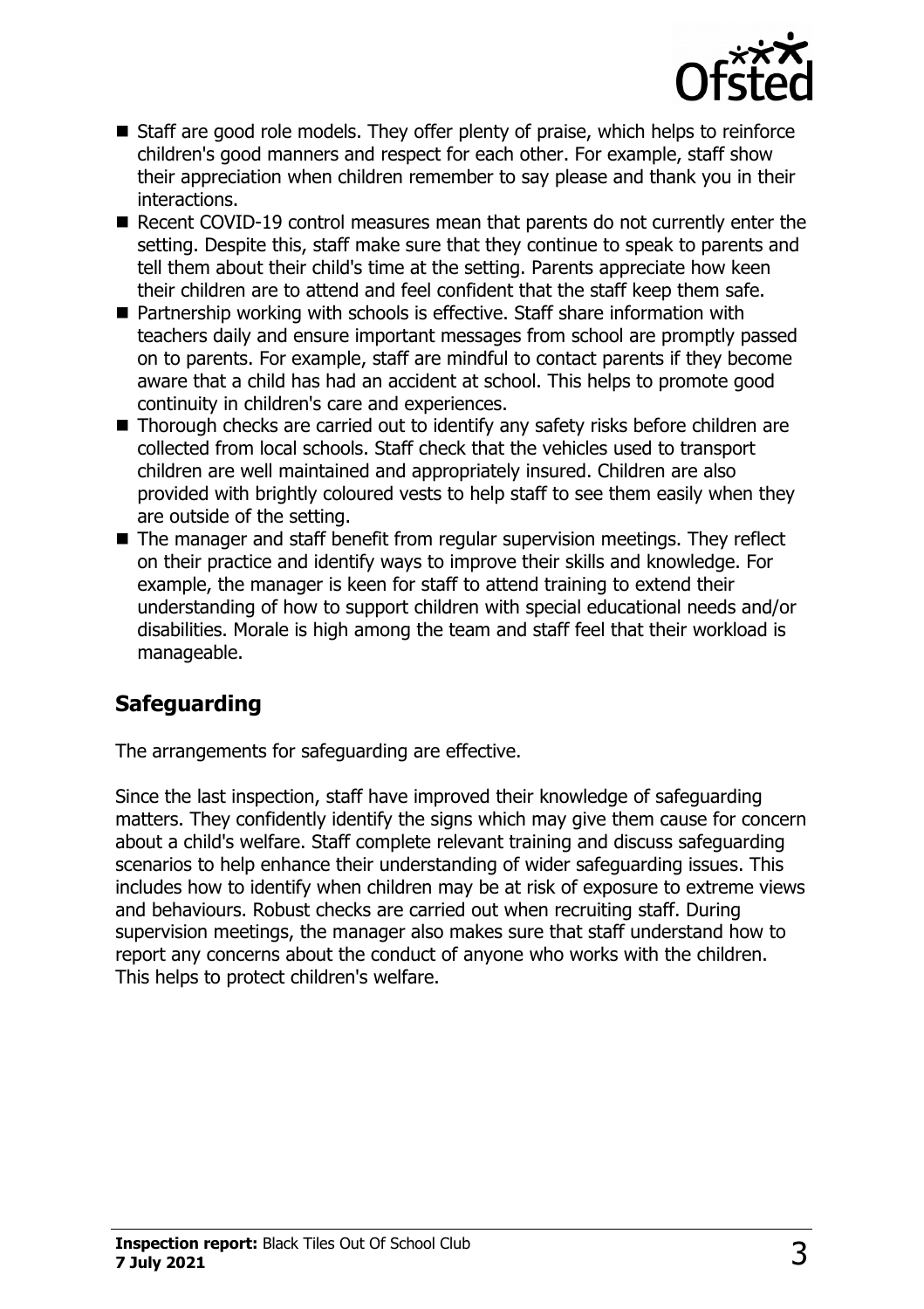- Staff are good role models. They offer plenty of praise, which helps to reinforce children's good manners and respect for each other. For example, staff show their appreciation when children remember to say please and thank you in their interactions.
- Recent COVID-19 control measures mean that parents do not currently enter the setting. Despite this, staff make sure that they continue to speak to parents and tell them about their child's time at the setting. Parents appreciate how keen their children are to attend and feel confident that the staff keep them safe.
- Partnership working with schools is effective. Staff share information with teachers daily and ensure important messages from school are promptly passed on to parents. For example, staff are mindful to contact parents if they become aware that a child has had an accident at school. This helps to promote good continuity in children's care and experiences.
- Thorough checks are carried out to identify any safety risks before children are collected from local schools. Staff check that the vehicles used to transport children are well maintained and appropriately insured. Children are also provided with brightly coloured vests to help staff to see them easily when they are outside of the setting.
- The manager and staff benefit from regular supervision meetings. They reflect on their practice and identify ways to improve their skills and knowledge. For example, the manager is keen for staff to attend training to extend their understanding of how to support children with special educational needs and/or disabilities. Morale is high among the team and staff feel that their workload is manageable.

## Safeguarding

The arrangements for safeguarding are effective.

Since the last inspection, staff have improved their knowledge of safeguarding matters. They confidently identify the signs which may give them cause for concern about a child's welfare. Staff complete relevant training and discuss safeguarding scenarios to help enhance their understanding of wider safeguarding issues. This includes how to identify when children may be at risk of exposure to extreme views and behaviours. Robust checks are carried out when recruiting staff. During supervision meetings, the manager also makes sure that staff understand how to report any concerns about the conduct of anyone who works with the children. This helps to protect children's welfare.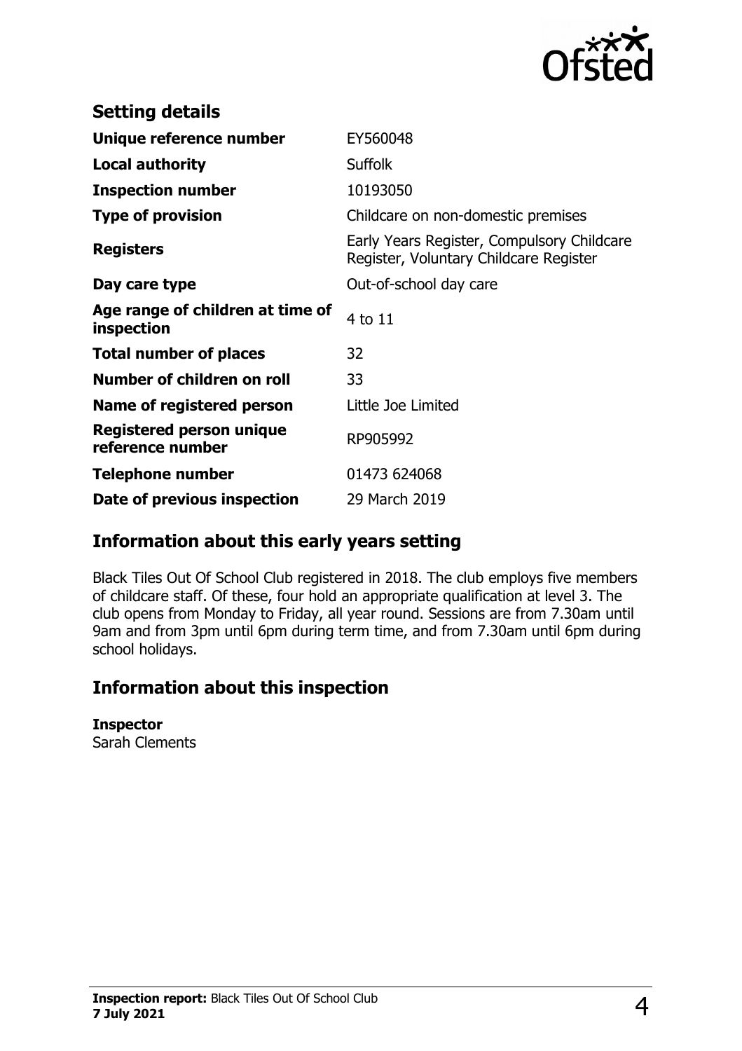## Setting details

| | |
|---|---|
| **Unique reference number** | EY560048 |
| **Local authority** | Suffolk |
| **Inspection number** | 10193050 |
| **Type of provision** | Childcare on non-domestic premises |
| **Registers** | Early Years Register, Compulsory Childcare Register, Voluntary Childcare Register |
| **Day care type** | Out-of-school day care |
| **Age range of children at time of inspection** | 4 to 11 |
| **Total number of places** | 32 |
| **Number of children on roll** | 33 |
| **Name of registered person** | Little Joe Limited |
| **Registered person unique reference number** | RP905992 |
| **Telephone number** | 01473 624068 |
| **Date of previous inspection** | 29 March 2019 |

## Information about this early years setting

Black Tiles Out Of School Club registered in 2018. The club employs five members of childcare staff. Of these, four hold an appropriate qualification at level 3. The club opens from Monday to Friday, all year round. Sessions are from 7.30am until 9am and from 3pm until 6pm during term time, and from 7.30am until 6pm during school holidays.

## Information about this inspection

**Inspector**
Sarah Clements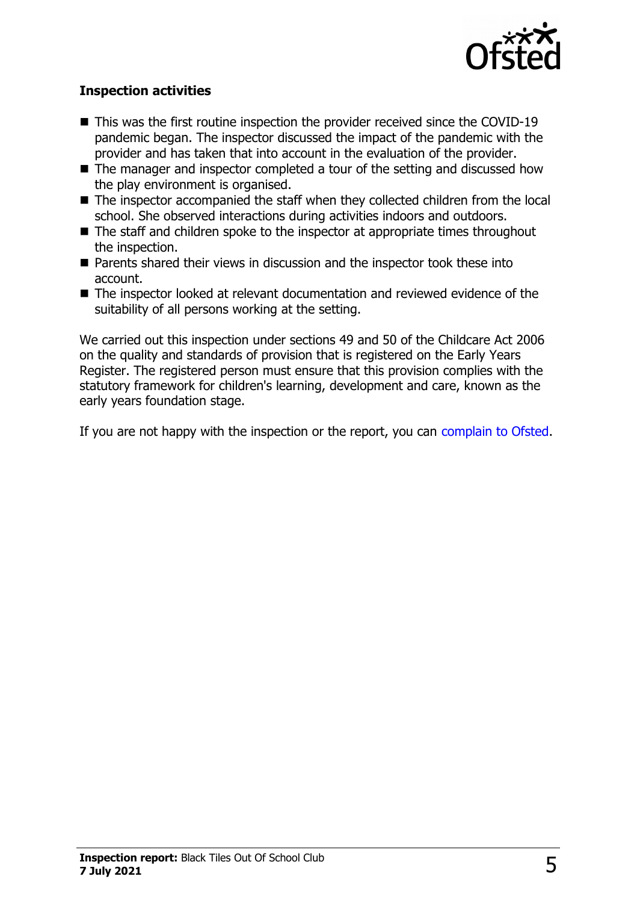### Inspection activities

- This was the first routine inspection the provider received since the COVID-19 pandemic began. The inspector discussed the impact of the pandemic with the provider and has taken that into account in the evaluation of the provider.
- The manager and inspector completed a tour of the setting and discussed how the play environment is organised.
- The inspector accompanied the staff when they collected children from the local school. She observed interactions during activities indoors and outdoors.
- The staff and children spoke to the inspector at appropriate times throughout the inspection.
- Parents shared their views in discussion and the inspector took these into account.
- The inspector looked at relevant documentation and reviewed evidence of the suitability of all persons working at the setting.

We carried out this inspection under sections 49 and 50 of the Childcare Act 2006 on the quality and standards of provision that is registered on the Early Years Register. The registered person must ensure that this provision complies with the statutory framework for children's learning, development and care, known as the early years foundation stage.

If you are not happy with the inspection or the report, you can complain to Ofsted.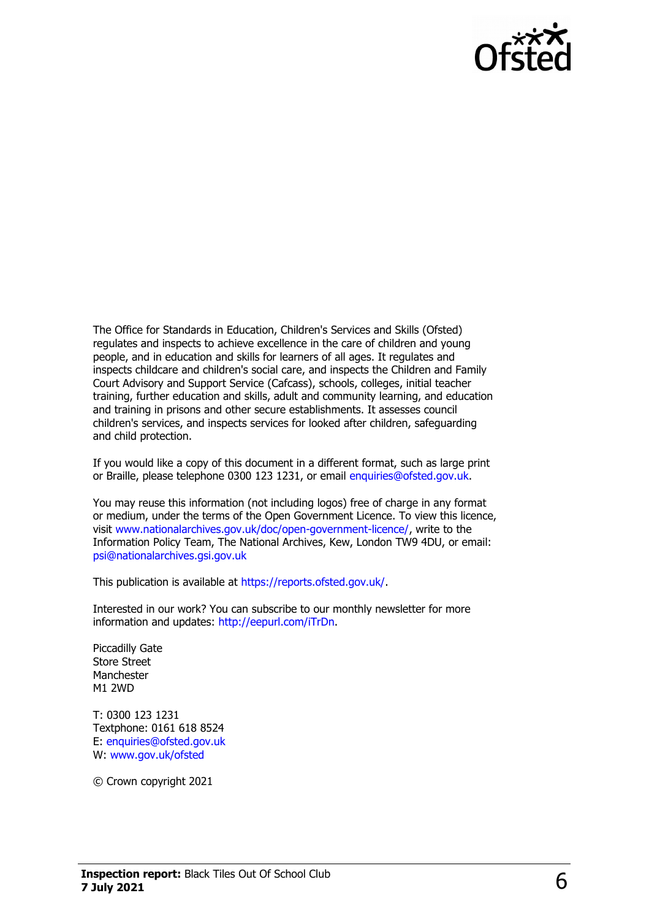The Office for Standards in Education, Children's Services and Skills (Ofsted) regulates and inspects to achieve excellence in the care of children and young people, and in education and skills for learners of all ages. It regulates and inspects childcare and children's social care, and inspects the Children and Family Court Advisory and Support Service (Cafcass), schools, colleges, initial teacher training, further education and skills, adult and community learning, and education and training in prisons and other secure establishments. It assesses council children's services, and inspects services for looked after children, safeguarding and child protection.

If you would like a copy of this document in a different format, such as large print or Braille, please telephone 0300 123 1231, or email enquiries@ofsted.gov.uk.

You may reuse this information (not including logos) free of charge in any format or medium, under the terms of the Open Government Licence. To view this licence, visit www.nationalarchives.gov.uk/doc/open-government-licence/, write to the Information Policy Team, The National Archives, Kew, London TW9 4DU, or email: psi@nationalarchives.gsi.gov.uk

This publication is available at https://reports.ofsted.gov.uk/.

Interested in our work? You can subscribe to our monthly newsletter for more information and updates: http://eepurl.com/iTrDn.

Piccadilly Gate
Store Street
Manchester
M1 2WD

T: 0300 123 1231
Textphone: 0161 618 8524
E: enquiries@ofsted.gov.uk
W: www.gov.uk/ofsted

© Crown copyright 2021